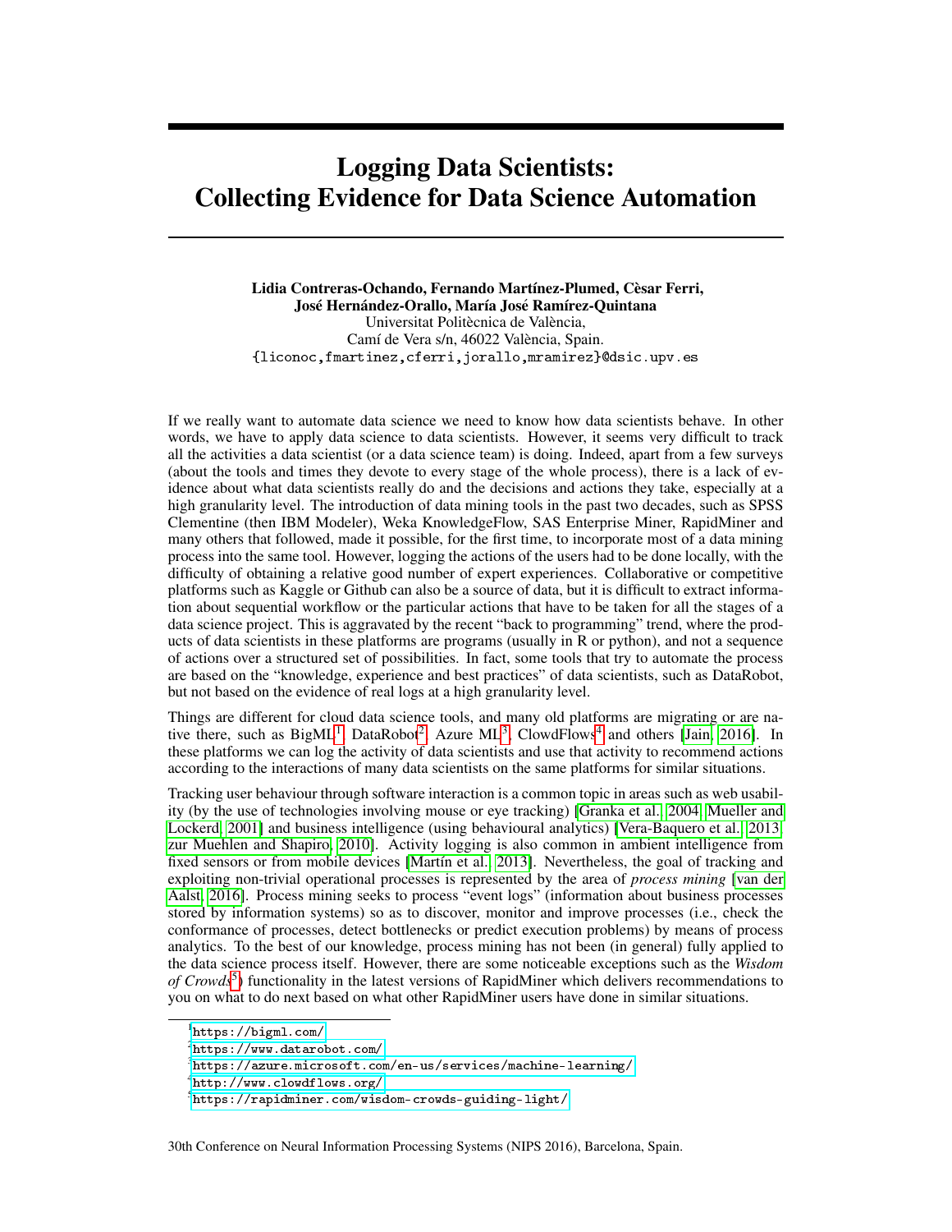# Logging Data Scientists: Collecting Evidence for Data Science Automation

**Lidia Contreras-Ochando, Fernando Martínez-Plumed, Cèsar Ferri, José Hernández-Orallo, María José Ramírez-Quintana**
Universitat Politècnica de València,
Camí de Vera s/n, 46022 València, Spain.
{liconoc,fmartinez,cferri,jorallo,mramirez}@dsic.upv.es

If we really want to automate data science we need to know how data scientists behave. In other words, we have to apply data science to data scientists. However, it seems very difficult to track all the activities a data scientist (or a data science team) is doing. Indeed, apart from a few surveys (about the tools and times they devote to every stage of the whole process), there is a lack of evidence about what data scientists really do and the decisions and actions they take, especially at a high granularity level. The introduction of data mining tools in the past two decades, such as SPSS Clementine (then IBM Modeler), Weka KnowledgeFlow, SAS Enterprise Miner, RapidMiner and many others that followed, made it possible, for the first time, to incorporate most of a data mining process into the same tool. However, logging the actions of the users had to be done locally, with the difficulty of obtaining a relative good number of expert experiences. Collaborative or competitive platforms such as Kaggle or Github can also be a source of data, but it is difficult to extract information about sequential workflow or the particular actions that have to be taken for all the stages of a data science project. This is aggravated by the recent "back to programming" trend, where the products of data scientists in these platforms are programs (usually in R or python), and not a sequence of actions over a structured set of possibilities. In fact, some tools that try to automate the process are based on the "knowledge, experience and best practices" of data scientists, such as DataRobot, but not based on the evidence of real logs at a high granularity level.

Things are different for cloud data science tools, and many old platforms are migrating or are native there, such as BigML[1], DataRobot[2], Azure ML[3], ClowdFlows[4] and others [Jain, 2016]. In these platforms we can log the activity of data scientists and use that activity to recommend actions according to the interactions of many data scientists on the same platforms for similar situations.

Tracking user behaviour through software interaction is a common topic in areas such as web usability (by the use of technologies involving mouse or eye tracking) [Granka et al., 2004, Mueller and Lockerd, 2001] and business intelligence (using behavioural analytics) [Vera-Baquero et al., 2013, zur Muehlen and Shapiro, 2010]. Activity logging is also common in ambient intelligence from fixed sensors or from mobile devices [Martín et al., 2013]. Nevertheless, the goal of tracking and exploiting non-trivial operational processes is represented by the area of *process mining* [van der Aalst, 2016]. Process mining seeks to process "event logs" (information about business processes stored by information systems) so as to discover, monitor and improve processes (i.e., check the conformance of processes, detect bottlenecks or predict execution problems) by means of process analytics. To the best of our knowledge, process mining has not been (in general) fully applied to the data science process itself. However, there are some noticeable exceptions such as the *Wisdom of Crowds*[5]) functionality in the latest versions of RapidMiner which delivers recommendations to you on what to do next based on what other RapidMiner users have done in similar situations.

[1] https://bigml.com/
[2] https://www.datarobot.com/
[3] https://azure.microsoft.com/en-us/services/machine-learning/
[4] http://www.clowdflows.org/
[5] https://rapidminer.com/wisdom-crowds-guiding-light/

30th Conference on Neural Information Processing Systems (NIPS 2016), Barcelona, Spain.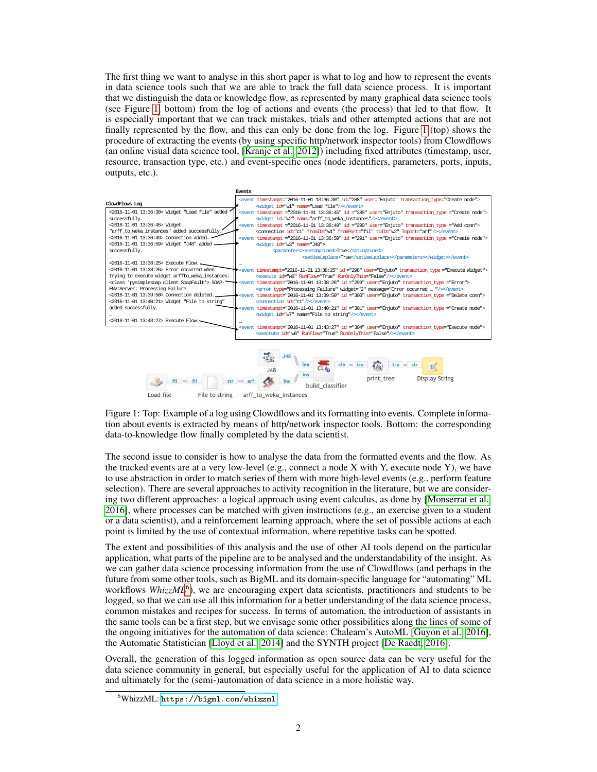The first thing we want to analyse in this short paper is what to log and how to represent the events in data science tools such that we are able to track the full data science process. It is important that we distinguish the data or knowledge flow, as represented by many graphical data science tools (see Figure 1, bottom) from the log of actions and events (the process) that led to that flow. It is especially important that we can track mistakes, trials and other attempted actions that are not finally represented by the flow, and this can only be done from the log. Figure 1 (top) shows the procedure of extracting the events (by using specific http/network inspector tools) from Clowdflows (an online visual data science tool, [Kranjc et al., 2012]) including fixed attributes (timestamp, user, resource, transaction type, etc.) and event-specific ones (node identifiers, parameters, ports, inputs, outputs, etc.).

Figure 1: Top: Example of a log using Clowdflows and its formatting into events. Complete information about events is extracted by means of http/network inspector tools. Bottom: the corresponding data-to-knowledge flow finally completed by the data scientist.

The second issue to consider is how to analyse the data from the formatted events and the flow. As the tracked events are at a very low-level (e.g., connect a node X with Y, execute node Y), we have to use abstraction in order to match series of them with more high-level events (e.g., perform feature selection). There are several approaches to activity recognition in the literature, but we are considering two different approaches: a logical approach using event calculus, as done by [Monserrat et al., 2016], where processes can be matched with given instructions (e.g., an exercise given to a student or a data scientist), and a reinforcement learning approach, where the set of possible actions at each point is limited by the use of contextual information, where repetitive tasks can be spotted.

The extent and possibilities of this analysis and the use of other AI tools depend on the particular application, what parts of the pipeline are to be analysed and the understandability of the insight. As we can gather data science processing information from the use of Clowdflows (and perhaps in the future from some other tools, such as BigML and its domain-specific language for "automating" ML workflows *WhizzML*[6]), we are encouraging expert data scientists, practitioners and students to be logged, so that we can use all this information for a better understanding of the data science process, common mistakes and recipes for success. In terms of automation, the introduction of assistants in the same tools can be a first step, but we envisage some other possibilities along the lines of some of the ongoing initiatives for the automation of data science: Chalearn's AutoML [Guyon et al., 2016], the Automatic Statistician [Lloyd et al., 2014] and the SYNTH project [De Raedt, 2016].

Overall, the generation of this logged information as open source data can be very useful for the data science community in general, but especially useful for the application of AI to data science and ultimately for the (semi-)automation of data science in a more holistic way.

[6]WhizzML: https://bigml.com/whizzml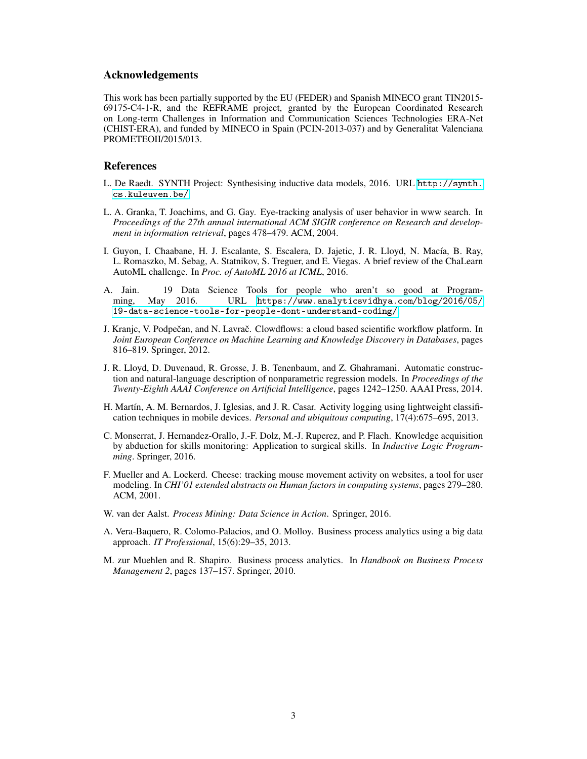## Acknowledgements

This work has been partially supported by the EU (FEDER) and Spanish MINECO grant TIN2015-69175-C4-1-R, and the REFRAME project, granted by the European Coordinated Research on Long-term Challenges in Information and Communication Sciences Technologies ERA-Net (CHIST-ERA), and funded by MINECO in Spain (PCIN-2013-037) and by Generalitat Valenciana PROMETEOII/2015/013.

## References

L. De Raedt. SYNTH Project: Synthesising inductive data models, 2016. URL http://synth.cs.kuleuven.be/

L. A. Granka, T. Joachims, and G. Gay. Eye-tracking analysis of user behavior in www search. In *Proceedings of the 27th annual international ACM SIGIR conference on Research and development in information retrieval*, pages 478–479. ACM, 2004.

I. Guyon, I. Chaabane, H. J. Escalante, S. Escalera, D. Jajetic, J. R. Lloyd, N. Macía, B. Ray, L. Romaszko, M. Sebag, A. Statnikov, S. Treguer, and E. Viegas. A brief review of the ChaLearn AutoML challenge. In *Proc. of AutoML 2016 at ICML*, 2016.

A. Jain. 19 Data Science Tools for people who aren't so good at Programming, May 2016. URL https://www.analyticsvidhya.com/blog/2016/05/19-data-science-tools-for-people-dont-understand-coding/.

J. Kranjc, V. Podpečan, and N. Lavrač. Clowdflows: a cloud based scientific workflow platform. In *Joint European Conference on Machine Learning and Knowledge Discovery in Databases*, pages 816–819. Springer, 2012.

J. R. Lloyd, D. Duvenaud, R. Grosse, J. B. Tenenbaum, and Z. Ghahramani. Automatic construction and natural-language description of nonparametric regression models. In *Proceedings of the Twenty-Eighth AAAI Conference on Artificial Intelligence*, pages 1242–1250. AAAI Press, 2014.

H. Martín, A. M. Bernardos, J. Iglesias, and J. R. Casar. Activity logging using lightweight classification techniques in mobile devices. *Personal and ubiquitous computing*, 17(4):675–695, 2013.

C. Monserrat, J. Hernandez-Orallo, J.-F. Dolz, M.-J. Ruperez, and P. Flach. Knowledge acquisition by abduction for skills monitoring: Application to surgical skills. In *Inductive Logic Programming*. Springer, 2016.

F. Mueller and A. Lockerd. Cheese: tracking mouse movement activity on websites, a tool for user modeling. In *CHI'01 extended abstracts on Human factors in computing systems*, pages 279–280. ACM, 2001.

W. van der Aalst. *Process Mining: Data Science in Action*. Springer, 2016.

A. Vera-Baquero, R. Colomo-Palacios, and O. Molloy. Business process analytics using a big data approach. *IT Professional*, 15(6):29–35, 2013.

M. zur Muehlen and R. Shapiro. Business process analytics. In *Handbook on Business Process Management 2*, pages 137–157. Springer, 2010.